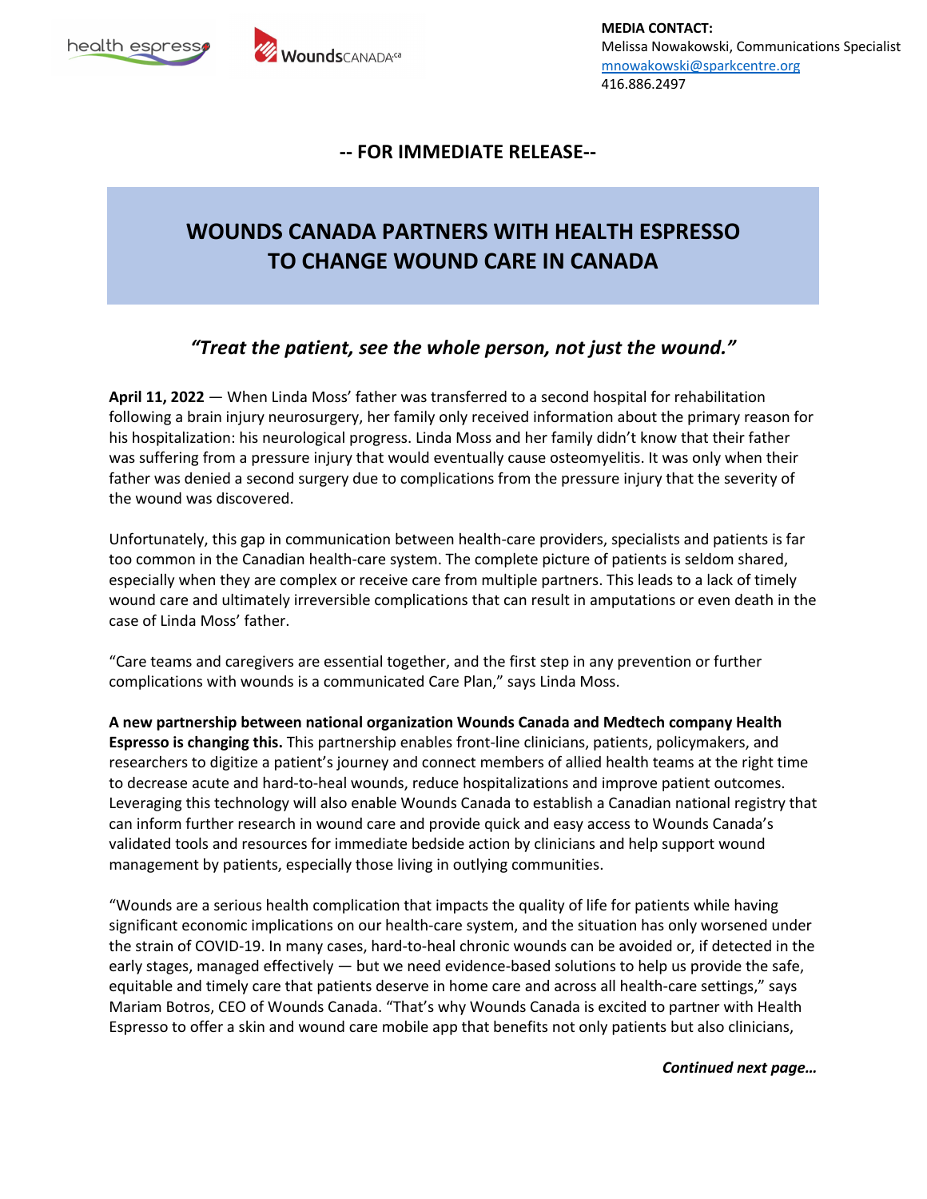**MEDIA CONTACT:**
Melissa Nowakowski, Communications Specialist
mnowakowski@sparkcentre.org
416.886.2497

**-- FOR IMMEDIATE RELEASE--**

# WOUNDS CANADA PARTNERS WITH HEALTH ESPRESSO TO CHANGE WOUND CARE IN CANADA

## *"Treat the patient, see the whole person, not just the wound."*

**April 11, 2022** — When Linda Moss' father was transferred to a second hospital for rehabilitation following a brain injury neurosurgery, her family only received information about the primary reason for his hospitalization: his neurological progress. Linda Moss and her family didn't know that their father was suffering from a pressure injury that would eventually cause osteomyelitis. It was only when their father was denied a second surgery due to complications from the pressure injury that the severity of the wound was discovered.

Unfortunately, this gap in communication between health-care providers, specialists and patients is far too common in the Canadian health-care system. The complete picture of patients is seldom shared, especially when they are complex or receive care from multiple partners. This leads to a lack of timely wound care and ultimately irreversible complications that can result in amputations or even death in the case of Linda Moss' father.

"Care teams and caregivers are essential together, and the first step in any prevention or further complications with wounds is a communicated Care Plan," says Linda Moss.

**A new partnership between national organization Wounds Canada and Medtech company Health Espresso is changing this.** This partnership enables front-line clinicians, patients, policymakers, and researchers to digitize a patient's journey and connect members of allied health teams at the right time to decrease acute and hard-to-heal wounds, reduce hospitalizations and improve patient outcomes. Leveraging this technology will also enable Wounds Canada to establish a Canadian national registry that can inform further research in wound care and provide quick and easy access to Wounds Canada's validated tools and resources for immediate bedside action by clinicians and help support wound management by patients, especially those living in outlying communities.

"Wounds are a serious health complication that impacts the quality of life for patients while having significant economic implications on our health-care system, and the situation has only worsened under the strain of COVID-19. In many cases, hard-to-heal chronic wounds can be avoided or, if detected in the early stages, managed effectively — but we need evidence-based solutions to help us provide the safe, equitable and timely care that patients deserve in home care and across all health-care settings," says Mariam Botros, CEO of Wounds Canada. "That's why Wounds Canada is excited to partner with Health Espresso to offer a skin and wound care mobile app that benefits not only patients but also clinicians,

***Continued next page…***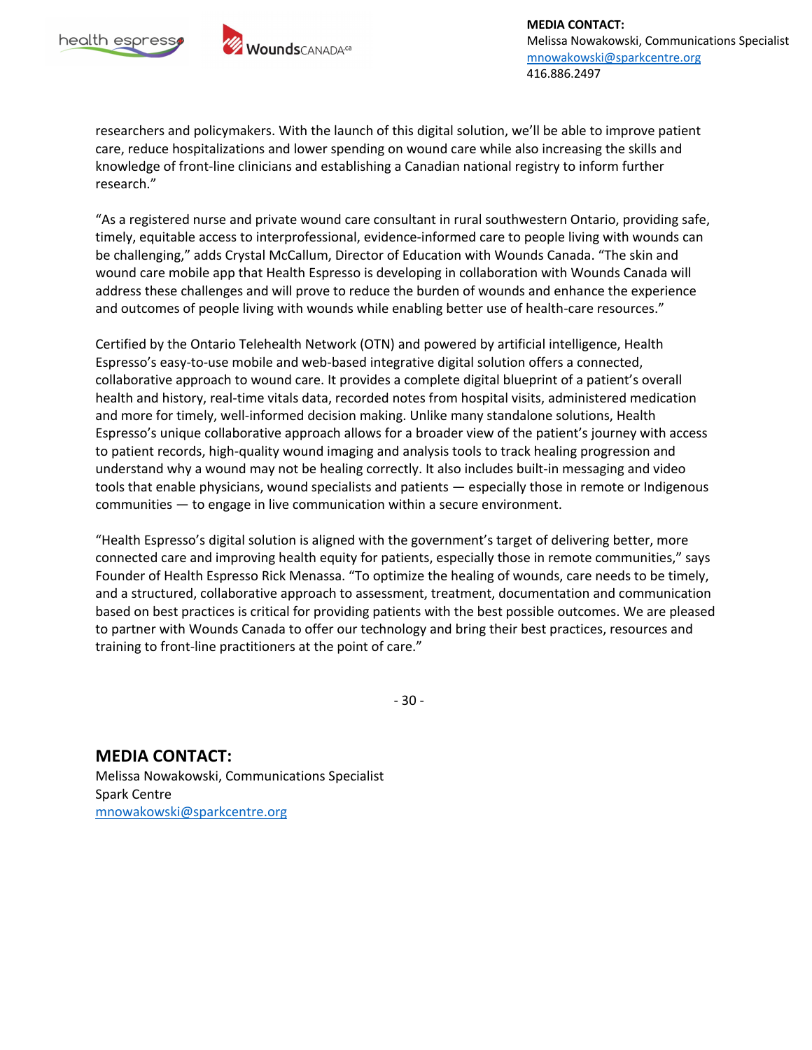researchers and policymakers. With the launch of this digital solution, we'll be able to improve patient care, reduce hospitalizations and lower spending on wound care while also increasing the skills and knowledge of front-line clinicians and establishing a Canadian national registry to inform further research."

"As a registered nurse and private wound care consultant in rural southwestern Ontario, providing safe, timely, equitable access to interprofessional, evidence-informed care to people living with wounds can be challenging," adds Crystal McCallum, Director of Education with Wounds Canada. "The skin and wound care mobile app that Health Espresso is developing in collaboration with Wounds Canada will address these challenges and will prove to reduce the burden of wounds and enhance the experience and outcomes of people living with wounds while enabling better use of health-care resources."

Certified by the Ontario Telehealth Network (OTN) and powered by artificial intelligence, Health Espresso's easy-to-use mobile and web-based integrative digital solution offers a connected, collaborative approach to wound care. It provides a complete digital blueprint of a patient's overall health and history, real-time vitals data, recorded notes from hospital visits, administered medication and more for timely, well-informed decision making. Unlike many standalone solutions, Health Espresso's unique collaborative approach allows for a broader view of the patient's journey with access to patient records, high-quality wound imaging and analysis tools to track healing progression and understand why a wound may not be healing correctly. It also includes built-in messaging and video tools that enable physicians, wound specialists and patients — especially those in remote or Indigenous communities — to engage in live communication within a secure environment.

"Health Espresso's digital solution is aligned with the government's target of delivering better, more connected care and improving health equity for patients, especially those in remote communities," says Founder of Health Espresso Rick Menassa. "To optimize the healing of wounds, care needs to be timely, and a structured, collaborative approach to assessment, treatment, documentation and communication based on best practices is critical for providing patients with the best possible outcomes. We are pleased to partner with Wounds Canada to offer our technology and bring their best practices, resources and training to front-line practitioners at the point of care."

- 30 -

## MEDIA CONTACT:

Melissa Nowakowski, Communications Specialist
Spark Centre
mnowakowski@sparkcentre.org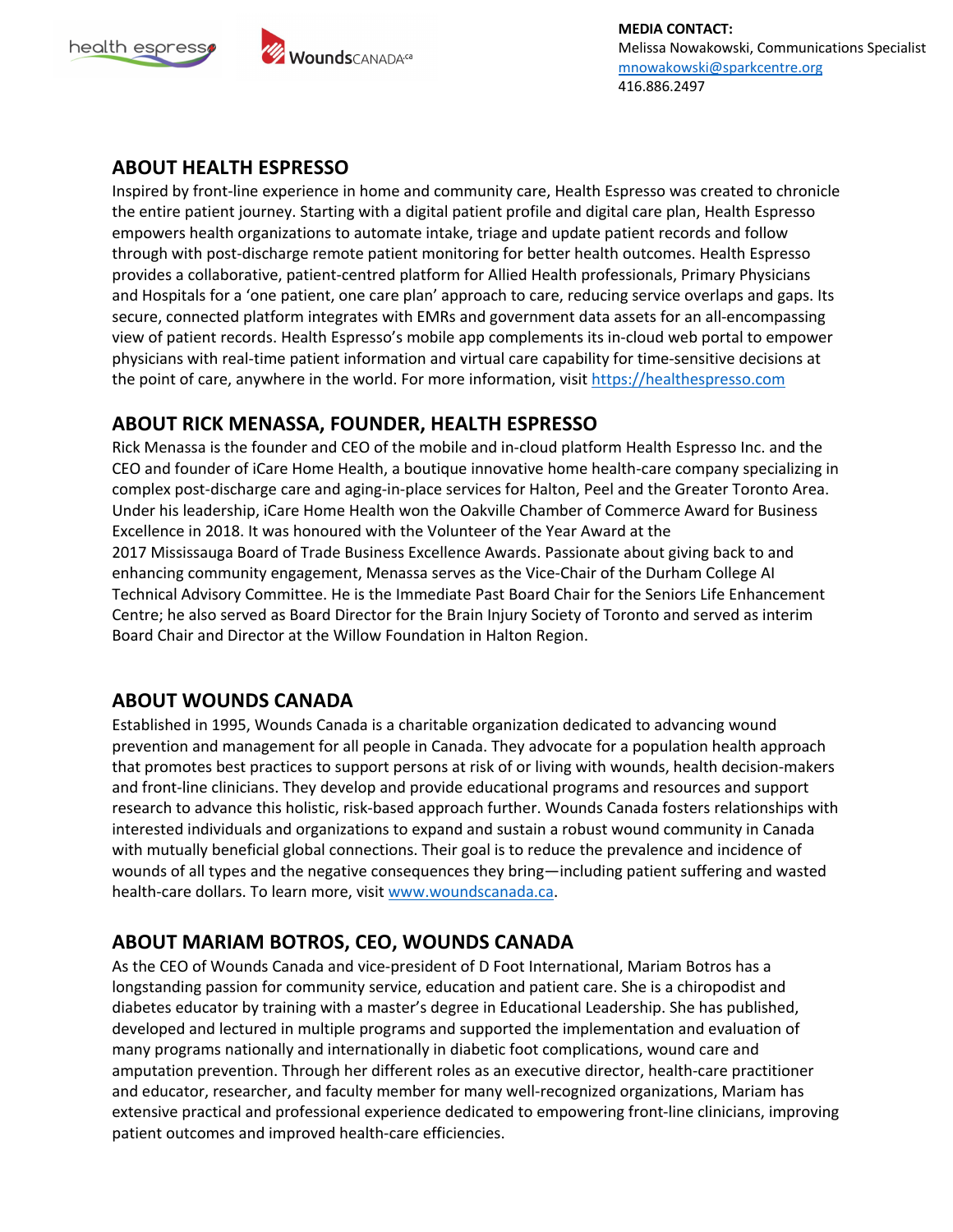**MEDIA CONTACT:**
Melissa Nowakowski, Communications Specialist
mnowakowski@sparkcentre.org
416.886.2497

## ABOUT HEALTH ESPRESSO

Inspired by front-line experience in home and community care, Health Espresso was created to chronicle the entire patient journey. Starting with a digital patient profile and digital care plan, Health Espresso empowers health organizations to automate intake, triage and update patient records and follow through with post-discharge remote patient monitoring for better health outcomes. Health Espresso provides a collaborative, patient-centred platform for Allied Health professionals, Primary Physicians and Hospitals for a 'one patient, one care plan' approach to care, reducing service overlaps and gaps. Its secure, connected platform integrates with EMRs and government data assets for an all-encompassing view of patient records. Health Espresso's mobile app complements its in-cloud web portal to empower physicians with real-time patient information and virtual care capability for time-sensitive decisions at the point of care, anywhere in the world. For more information, visit https://healthespresso.com

## ABOUT RICK MENASSA, FOUNDER, HEALTH ESPRESSO

Rick Menassa is the founder and CEO of the mobile and in-cloud platform Health Espresso Inc. and the CEO and founder of iCare Home Health, a boutique innovative home health-care company specializing in complex post-discharge care and aging-in-place services for Halton, Peel and the Greater Toronto Area. Under his leadership, iCare Home Health won the Oakville Chamber of Commerce Award for Business Excellence in 2018. It was honoured with the Volunteer of the Year Award at the 2017 Mississauga Board of Trade Business Excellence Awards. Passionate about giving back to and enhancing community engagement, Menassa serves as the Vice-Chair of the Durham College AI Technical Advisory Committee. He is the Immediate Past Board Chair for the Seniors Life Enhancement Centre; he also served as Board Director for the Brain Injury Society of Toronto and served as interim Board Chair and Director at the Willow Foundation in Halton Region.

## ABOUT WOUNDS CANADA

Established in 1995, Wounds Canada is a charitable organization dedicated to advancing wound prevention and management for all people in Canada. They advocate for a population health approach that promotes best practices to support persons at risk of or living with wounds, health decision-makers and front-line clinicians. They develop and provide educational programs and resources and support research to advance this holistic, risk-based approach further. Wounds Canada fosters relationships with interested individuals and organizations to expand and sustain a robust wound community in Canada with mutually beneficial global connections. Their goal is to reduce the prevalence and incidence of wounds of all types and the negative consequences they bring—including patient suffering and wasted health-care dollars. To learn more, visit www.woundscanada.ca.

## ABOUT MARIAM BOTROS, CEO, WOUNDS CANADA

As the CEO of Wounds Canada and vice-president of D Foot International, Mariam Botros has a longstanding passion for community service, education and patient care. She is a chiropodist and diabetes educator by training with a master's degree in Educational Leadership. She has published, developed and lectured in multiple programs and supported the implementation and evaluation of many programs nationally and internationally in diabetic foot complications, wound care and amputation prevention. Through her different roles as an executive director, health-care practitioner and educator, researcher, and faculty member for many well-recognized organizations, Mariam has extensive practical and professional experience dedicated to empowering front-line clinicians, improving patient outcomes and improved health-care efficiencies.